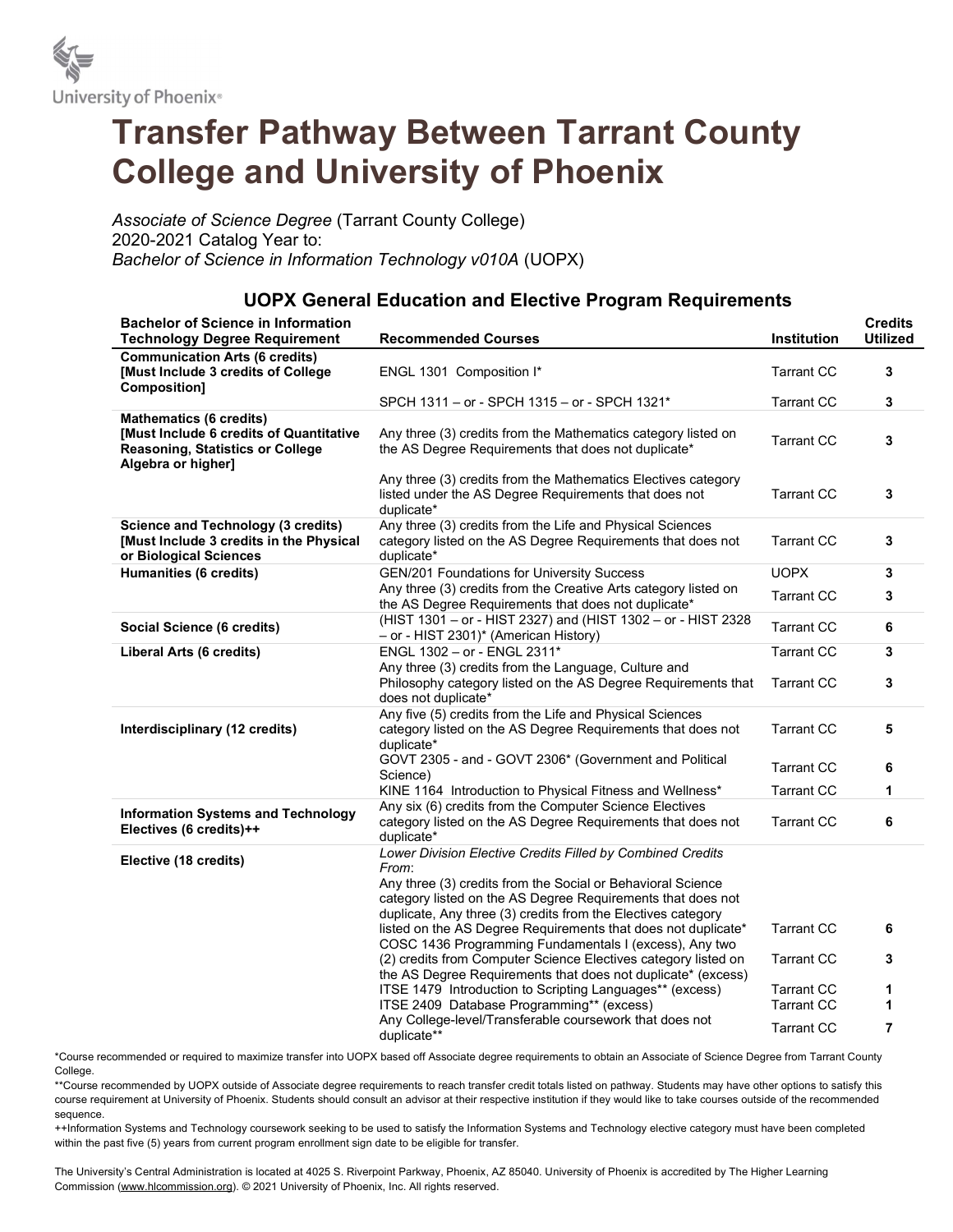University of Phoenix®

# Transfer Pathway Between Tarrant County College and University of Phoenix

*Associate of Science Degree* (Tarrant County College)
2020-2021 Catalog Year to:
*Bachelor of Science in Information Technology v010A* (UOPX)

## UOPX General Education and Elective Program Requirements

| Bachelor of Science in Information Technology Degree Requirement | Recommended Courses | Institution | Credits Utilized |
|---|---|---|---|
| **Communication Arts (6 credits) [Must Include 3 credits of College Composition]** | ENGL 1301 Composition I* | Tarrant CC | 3 |
| | SPCH 1311 – or - SPCH 1315 – or - SPCH 1321* | Tarrant CC | 3 |
| **Mathematics (6 credits) [Must Include 6 credits of Quantitative Reasoning, Statistics or College Algebra or higher]** | Any three (3) credits from the Mathematics category listed on the AS Degree Requirements that does not duplicate* | Tarrant CC | 3 |
| | Any three (3) credits from the Mathematics Electives category listed under the AS Degree Requirements that does not duplicate* | Tarrant CC | 3 |
| **Science and Technology (3 credits) [Must Include 3 credits in the Physical or Biological Sciences** | Any three (3) credits from the Life and Physical Sciences category listed on the AS Degree Requirements that does not duplicate* | Tarrant CC | 3 |
| **Humanities (6 credits)** | GEN/201 Foundations for University Success | UOPX | 3 |
| | Any three (3) credits from the Creative Arts category listed on the AS Degree Requirements that does not duplicate* | Tarrant CC | 3 |
| **Social Science (6 credits)** | (HIST 1301 – or - HIST 2327) and (HIST 1302 – or - HIST 2328 – or - HIST 2301)* (American History) | Tarrant CC | 6 |
| **Liberal Arts (6 credits)** | ENGL 1302 – or - ENGL 2311* | Tarrant CC | 3 |
| | Any three (3) credits from the Language, Culture and Philosophy category listed on the AS Degree Requirements that does not duplicate* | Tarrant CC | 3 |
| **Interdisciplinary (12 credits)** | Any five (5) credits from the Life and Physical Sciences category listed on the AS Degree Requirements that does not duplicate* | Tarrant CC | 5 |
| | GOVT 2305 - and - GOVT 2306* (Government and Political Science) | Tarrant CC | 6 |
| | KINE 1164 Introduction to Physical Fitness and Wellness* | Tarrant CC | 1 |
| **Information Systems and Technology Electives (6 credits)++** | Any six (6) credits from the Computer Science Electives category listed on the AS Degree Requirements that does not duplicate* | Tarrant CC | 6 |
| **Elective (18 credits)** | *Lower Division Elective Credits Filled by Combined Credits From*: | | |
| | Any three (3) credits from the Social or Behavioral Science category listed on the AS Degree Requirements that does not duplicate, Any three (3) credits from the Electives category listed on the AS Degree Requirements that does not duplicate* | Tarrant CC | 6 |
| | COSC 1436 Programming Fundamentals I (excess), Any two (2) credits from Computer Science Electives category listed on the AS Degree Requirements that does not duplicate* (excess) | Tarrant CC | 3 |
| | ITSE 1479 Introduction to Scripting Languages** (excess) | Tarrant CC | 1 |
| | ITSE 2409 Database Programming** (excess) | Tarrant CC | 1 |
| | Any College-level/Transferable coursework that does not duplicate** | Tarrant CC | 7 |

*Course recommended or required to maximize transfer into UOPX based off Associate degree requirements to obtain an Associate of Science Degree from Tarrant County College.

**Course recommended by UOPX outside of Associate degree requirements to reach transfer credit totals listed on pathway. Students may have other options to satisfy this course requirement at University of Phoenix. Students should consult an advisor at their respective institution if they would like to take courses outside of the recommended sequence.

++Information Systems and Technology coursework seeking to be used to satisfy the Information Systems and Technology elective category must have been completed within the past five (5) years from current program enrollment sign date to be eligible for transfer.

The University's Central Administration is located at 4025 S. Riverpoint Parkway, Phoenix, AZ 85040. University of Phoenix is accredited by The Higher Learning Commission (www.hlcommission.org). © 2021 University of Phoenix, Inc. All rights reserved.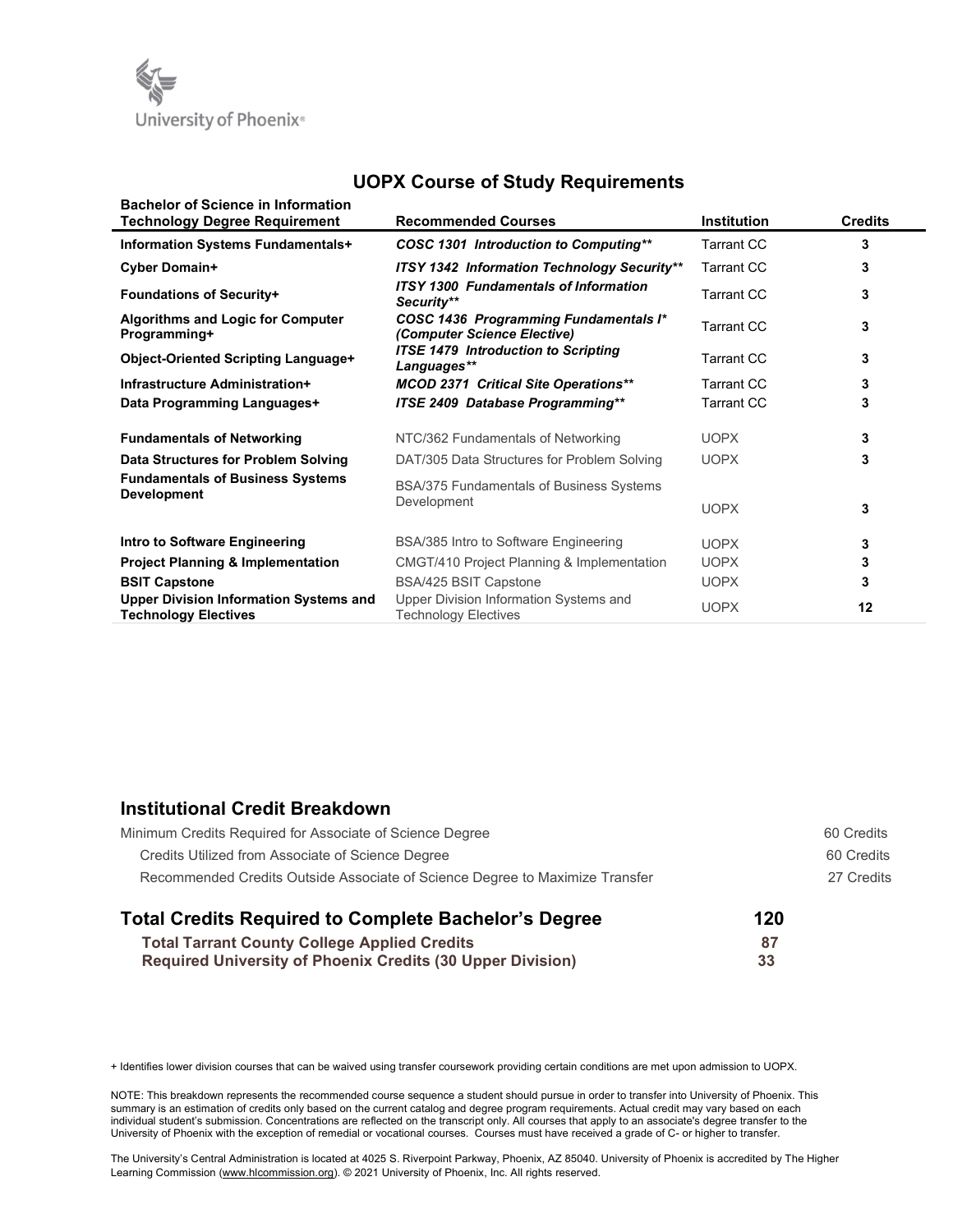University of Phoenix®

## UOPX Course of Study Requirements

| Bachelor of Science in Information Technology Degree Requirement | Recommended Courses | Institution | Credits |
|---|---|---|---|
| **Information Systems Fundamentals+** | ***COSC 1301 Introduction to Computing**** | Tarrant CC | **3** |
| **Cyber Domain+** | ***ITSY 1342 Information Technology Security**** | Tarrant CC | **3** |
| **Foundations of Security+** | ***ITSY 1300 Fundamentals of Information Security**** | Tarrant CC | **3** |
| **Algorithms and Logic for Computer Programming+** | ***COSC 1436 Programming Fundamentals I* (Computer Science Elective)*** | Tarrant CC | **3** |
| **Object-Oriented Scripting Language+** | ***ITSE 1479 Introduction to Scripting Languages**** | Tarrant CC | **3** |
| **Infrastructure Administration+** | ***MCOD 2371 Critical Site Operations**** | Tarrant CC | **3** |
| **Data Programming Languages+** | ***ITSE 2409 Database Programming**** | Tarrant CC | **3** |
| **Fundamentals of Networking** | NTC/362 Fundamentals of Networking | UOPX | **3** |
| **Data Structures for Problem Solving** | DAT/305 Data Structures for Problem Solving | UOPX | **3** |
| **Fundamentals of Business Systems Development** | BSA/375 Fundamentals of Business Systems Development | UOPX | **3** |
| **Intro to Software Engineering** | BSA/385 Intro to Software Engineering | UOPX | **3** |
| **Project Planning & Implementation** | CMGT/410 Project Planning & Implementation | UOPX | **3** |
| **BSIT Capstone** | BSA/425 BSIT Capstone | UOPX | **3** |
| **Upper Division Information Systems and Technology Electives** | Upper Division Information Systems and Technology Electives | UOPX | **12** |

### Institutional Credit Breakdown

| | |
|---|---|
| Minimum Credits Required for Associate of Science Degree | 60 Credits |
| Credits Utilized from Associate of Science Degree | 60 Credits |
| Recommended Credits Outside Associate of Science Degree to Maximize Transfer | 27 Credits |

| | |
|---|---|
| **Total Credits Required to Complete Bachelor's Degree** | **120** |
| **Total Tarrant County College Applied Credits** | **87** |
| **Required University of Phoenix Credits (30 Upper Division)** | **33** |

+ Identifies lower division courses that can be waived using transfer coursework providing certain conditions are met upon admission to UOPX.

NOTE: This breakdown represents the recommended course sequence a student should pursue in order to transfer into University of Phoenix. This summary is an estimation of credits only based on the current catalog and degree program requirements. Actual credit may vary based on each individual student's submission. Concentrations are reflected on the transcript only. All courses that apply to an associate's degree transfer to the University of Phoenix with the exception of remedial or vocational courses. Courses must have received a grade of C- or higher to transfer.

The University's Central Administration is located at 4025 S. Riverpoint Parkway, Phoenix, AZ 85040. University of Phoenix is accredited by The Higher Learning Commission (www.hlcommission.org). © 2021 University of Phoenix, Inc. All rights reserved.